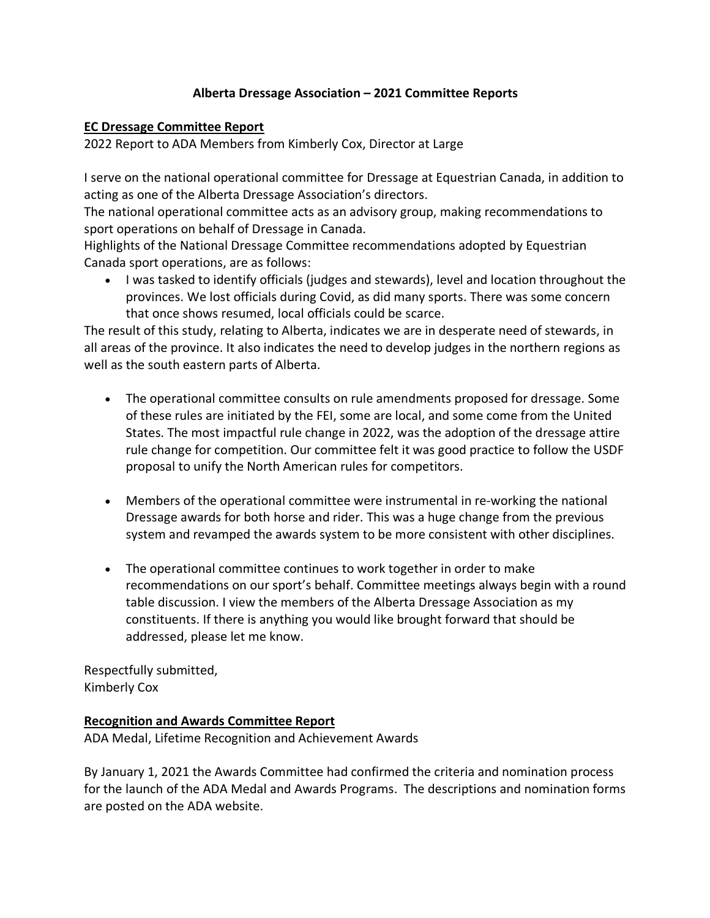# Alberta Dressage Association – 2021 Committee Reports

## EC Dressage Committee Report

2022 Report to ADA Members from Kimberly Cox, Director at Large

I serve on the national operational committee for Dressage at Equestrian Canada, in addition to acting as one of the Alberta Dressage Association's directors.

The national operational committee acts as an advisory group, making recommendations to sport operations on behalf of Dressage in Canada.

Highlights of the National Dressage Committee recommendations adopted by Equestrian Canada sport operations, are as follows:

- I was tasked to identify officials (judges and stewards), level and location throughout the provinces. We lost officials during Covid, as did many sports. There was some concern that once shows resumed, local officials could be scarce.

The result of this study, relating to Alberta, indicates we are in desperate need of stewards, in all areas of the province. It also indicates the need to develop judges in the northern regions as well as the south eastern parts of Alberta.

- The operational committee consults on rule amendments proposed for dressage. Some of these rules are initiated by the FEI, some are local, and some come from the United States. The most impactful rule change in 2022, was the adoption of the dressage attire rule change for competition. Our committee felt it was good practice to follow the USDF proposal to unify the North American rules for competitors.

- Members of the operational committee were instrumental in re-working the national Dressage awards for both horse and rider. This was a huge change from the previous system and revamped the awards system to be more consistent with other disciplines.

- The operational committee continues to work together in order to make recommendations on our sport's behalf. Committee meetings always begin with a round table discussion. I view the members of the Alberta Dressage Association as my constituents. If there is anything you would like brought forward that should be addressed, please let me know.

Respectfully submitted,
Kimberly Cox

## Recognition and Awards Committee Report

ADA Medal, Lifetime Recognition and Achievement Awards

By January 1, 2021 the Awards Committee had confirmed the criteria and nomination process for the launch of the ADA Medal and Awards Programs. The descriptions and nomination forms are posted on the ADA website.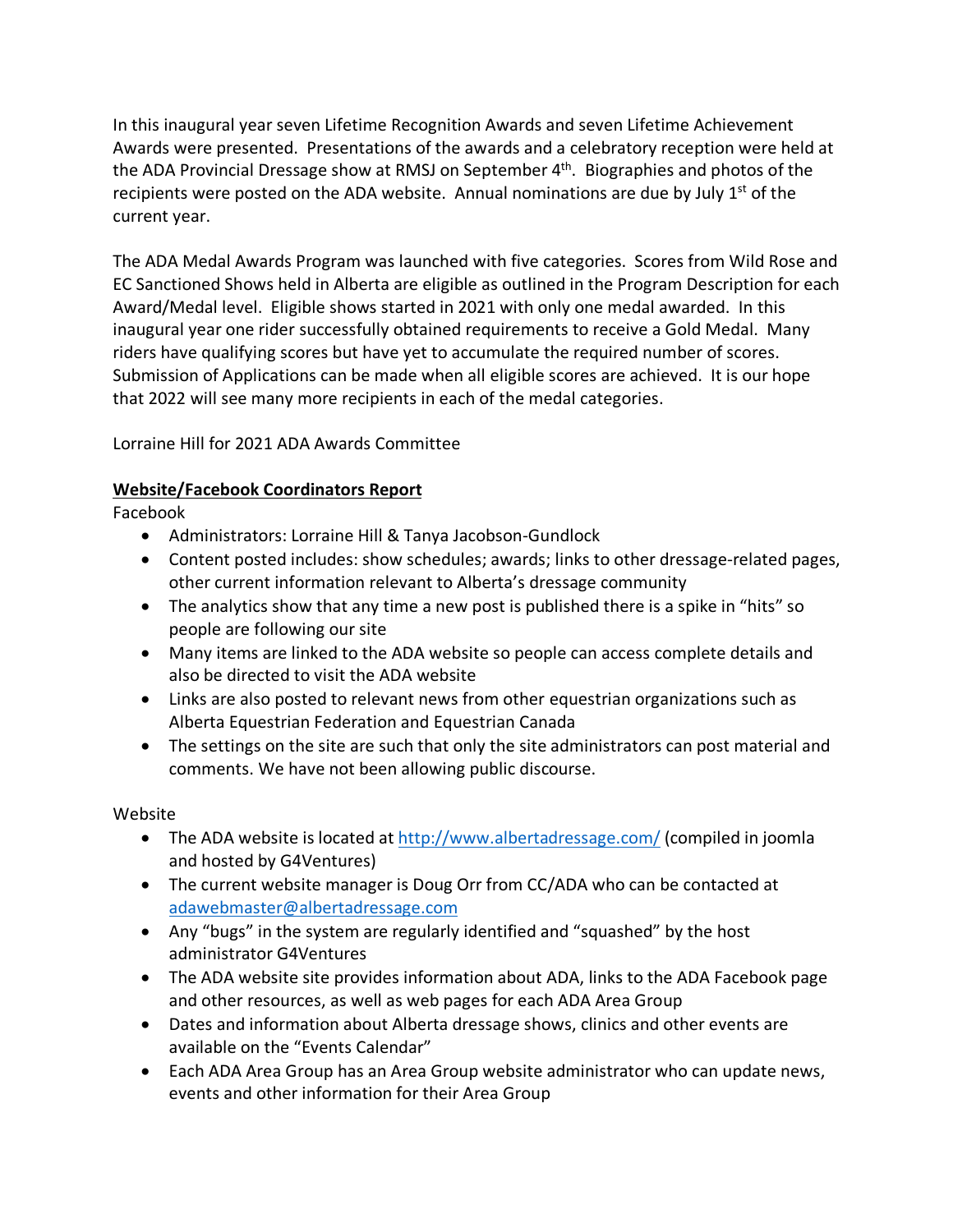In this inaugural year seven Lifetime Recognition Awards and seven Lifetime Achievement Awards were presented. Presentations of the awards and a celebratory reception were held at the ADA Provincial Dressage show at RMSJ on September 4th. Biographies and photos of the recipients were posted on the ADA website. Annual nominations are due by July 1st of the current year.

The ADA Medal Awards Program was launched with five categories. Scores from Wild Rose and EC Sanctioned Shows held in Alberta are eligible as outlined in the Program Description for each Award/Medal level. Eligible shows started in 2021 with only one medal awarded. In this inaugural year one rider successfully obtained requirements to receive a Gold Medal. Many riders have qualifying scores but have yet to accumulate the required number of scores. Submission of Applications can be made when all eligible scores are achieved. It is our hope that 2022 will see many more recipients in each of the medal categories.

Lorraine Hill for 2021 ADA Awards Committee

## Website/Facebook Coordinators Report

Facebook

- Administrators: Lorraine Hill & Tanya Jacobson-Gundlock
- Content posted includes: show schedules; awards; links to other dressage-related pages, other current information relevant to Alberta's dressage community
- The analytics show that any time a new post is published there is a spike in "hits" so people are following our site
- Many items are linked to the ADA website so people can access complete details and also be directed to visit the ADA website
- Links are also posted to relevant news from other equestrian organizations such as Alberta Equestrian Federation and Equestrian Canada
- The settings on the site are such that only the site administrators can post material and comments. We have not been allowing public discourse.

Website

- The ADA website is located at [http://www.albertadressage.com/](http://www.albertadressage.com/) (compiled in joomla and hosted by G4Ventures)
- The current website manager is Doug Orr from CC/ADA who can be contacted at [adawebmaster@albertadressage.com](mailto:adawebmaster@albertadressage.com)
- Any "bugs" in the system are regularly identified and "squashed" by the host administrator G4Ventures
- The ADA website site provides information about ADA, links to the ADA Facebook page and other resources, as well as web pages for each ADA Area Group
- Dates and information about Alberta dressage shows, clinics and other events are available on the "Events Calendar"
- Each ADA Area Group has an Area Group website administrator who can update news, events and other information for their Area Group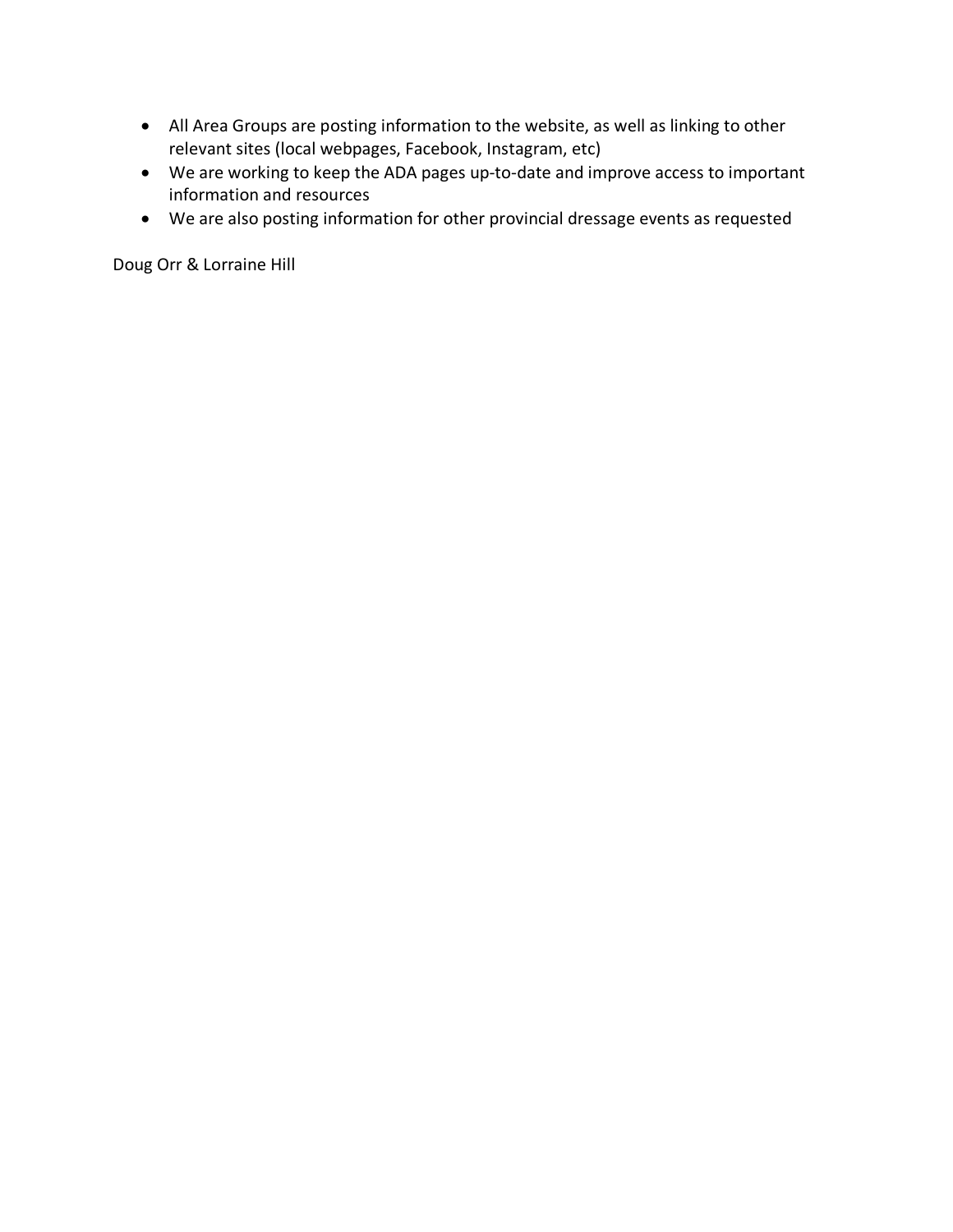- All Area Groups are posting information to the website, as well as linking to other relevant sites (local webpages, Facebook, Instagram, etc)
- We are working to keep the ADA pages up-to-date and improve access to important information and resources
- We are also posting information for other provincial dressage events as requested

Doug Orr & Lorraine Hill